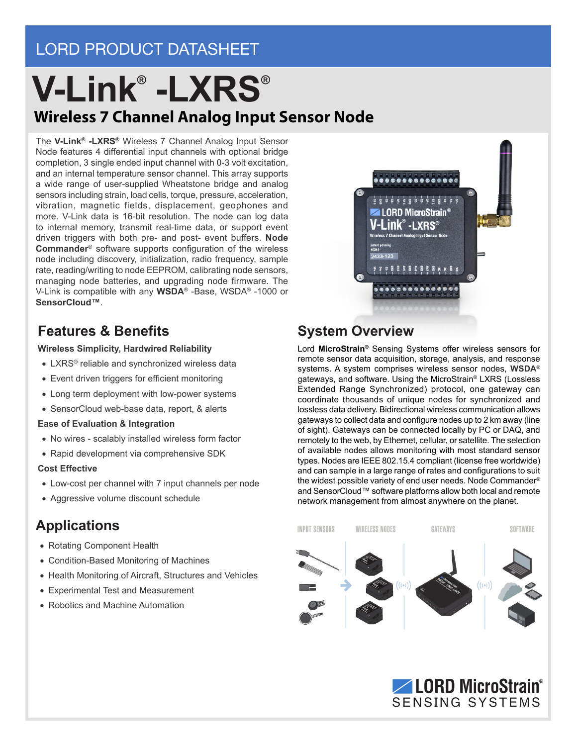LORD PRODUCT DATASHEET

# V-Link® -LXRS®

## Wireless 7 Channel Analog Input Sensor Node

The **V-Link® -LXRS®** Wireless 7 Channel Analog Input Sensor Node features 4 differential input channels with optional bridge completion, 3 single ended input channel with 0-3 volt excitation, and an internal temperature sensor channel. This array supports a wide range of user-supplied Wheatstone bridge and analog sensors including strain, load cells, torque, pressure, acceleration, vibration, magnetic fields, displacement, geophones and more. V-Link data is 16-bit resolution. The node can log data to internal memory, transmit real-time data, or support event driven triggers with both pre- and post- event buffers. **Node Commander®** software supports configuration of the wireless node including discovery, initialization, radio frequency, sample rate, reading/writing to node EEPROM, calibrating node sensors, managing node batteries, and upgrading node firmware. The V-Link is compatible with any **WSDA®** -Base, WSDA® -1000 or **SensorCloud™**.

## Features & Benefits

**Wireless Simplicity, Hardwired Reliability**

- LXRS® reliable and synchronized wireless data
- Event driven triggers for efficient monitoring
- Long term deployment with low-power systems
- SensorCloud web-base data, report, & alerts

**Ease of Evaluation & Integration**

- No wires - scalably installed wireless form factor
- Rapid development via comprehensive SDK

**Cost Effective**

- Low-cost per channel with 7 input channels per node
- Aggressive volume discount schedule

## Applications

- Rotating Component Health
- Condition-Based Monitoring of Machines
- Health Monitoring of Aircraft, Structures and Vehicles
- Experimental Test and Measurement
- Robotics and Machine Automation

## System Overview

Lord **MicroStrain®** Sensing Systems offer wireless sensors for remote sensor data acquisition, storage, analysis, and response systems. A system comprises wireless sensor nodes, **WSDA®** gateways, and software. Using the MicroStrain® LXRS (Lossless Extended Range Synchronized) protocol, one gateway can coordinate thousands of unique nodes for synchronized and lossless data delivery. Bidirectional wireless communication allows gateways to collect data and configure nodes up to 2 km away (line of sight). Gateways can be connected locally by PC or DAQ, and remotely to the web, by Ethernet, cellular, or satellite. The selection of available nodes allows monitoring with most standard sensor types. Nodes are IEEE 802.15.4 compliant (license free worldwide) and can sample in a large range of rates and configurations to suit the widest possible variety of end user needs. Node Commander® and SensorCloud™ software platforms allow both local and remote network management from almost anywhere on the planet.

INPUT SENSORS — WIRELESS NODES — GATEWAYS — SOFTWARE

LORD MicroStrain® SENSING SYSTEMS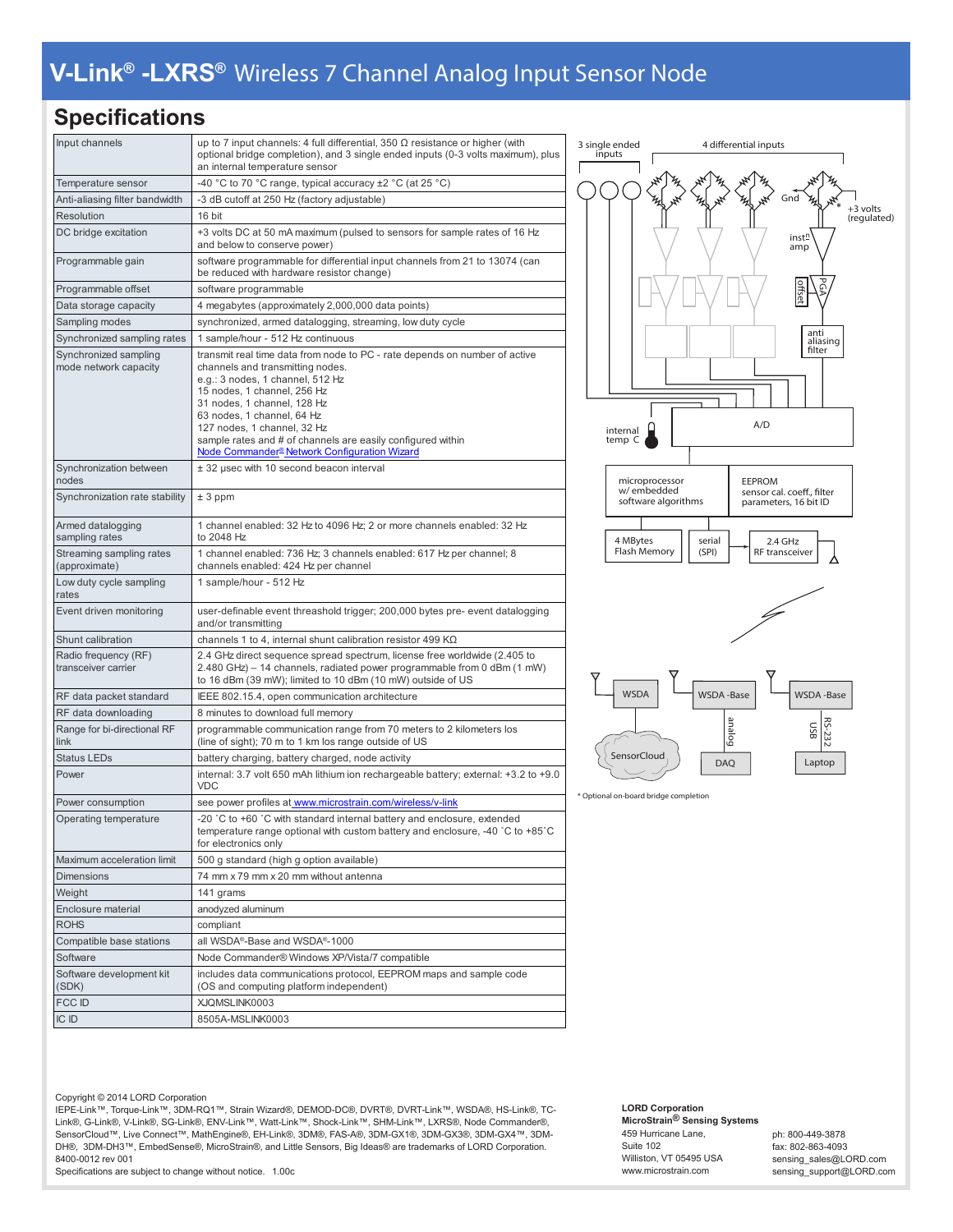# V-Link® -LXRS® Wireless 7 Channel Analog Input Sensor Node

## Specifications

| | |
|---|---|
| Input channels | up to 7 input channels: 4 full differential, 350 Ω resistance or higher (with optional bridge completion), and 3 single ended inputs (0-3 volts maximum), plus an internal temperature sensor |
| Temperature sensor | -40 °C to 70 °C range, typical accuracy ±2 °C (at 25 °C) |
| Anti-aliasing filter bandwidth | -3 dB cutoff at 250 Hz (factory adjustable) |
| Resolution | 16 bit |
| DC bridge excitation | +3 volts DC at 50 mA maximum (pulsed to sensors for sample rates of 16 Hz and below to conserve power) |
| Programmable gain | software programmable for differential input channels from 21 to 13074 (can be reduced with hardware resistor change) |
| Programmable offset | software programmable |
| Data storage capacity | 4 megabytes (approximately 2,000,000 data points) |
| Sampling modes | synchronized, armed datalogging, streaming, low duty cycle |
| Synchronized sampling rates | 1 sample/hour - 512 Hz continuous |
| Synchronized sampling mode network capacity | transmit real time data from node to PC - rate depends on number of active channels and transmitting nodes.<br>e.g.: 3 nodes, 1 channel, 512 Hz<br>15 nodes, 1 channel, 256 Hz<br>31 nodes, 1 channel, 128 Hz<br>63 nodes, 1 channel, 64 Hz<br>127 nodes, 1 channel, 32 Hz<br>sample rates and # of channels are easily configured within Node Commander® Network Configuration Wizard |
| Synchronization between nodes | ± 32 µsec with 10 second beacon interval |
| Synchronization rate stability | ± 3 ppm |
| Armed datalogging sampling rates | 1 channel enabled: 32 Hz to 4096 Hz; 2 or more channels enabled: 32 Hz to 2048 Hz |
| Streaming sampling rates (approximate) | 1 channel enabled: 736 Hz; 3 channels enabled: 617 Hz per channel; 8 channels enabled: 424 Hz per channel |
| Low duty cycle sampling rates | 1 sample/hour - 512 Hz |
| Event driven monitoring | user-definable event threashold trigger; 200,000 bytes pre- event datalogging and/or transmitting |
| Shunt calibration | channels 1 to 4, internal shunt calibration resistor 499 KΩ |
| Radio frequency (RF) transceiver carrier | 2.4 GHz direct sequence spread spectrum, license free worldwide (2.405 to 2.480 GHz) – 14 channels, radiated power programmable from 0 dBm (1 mW) to 16 dBm (39 mW); limited to 10 dBm (10 mW) outside of US |
| RF data packet standard | IEEE 802.15.4, open communication architecture |
| RF data downloading | 8 minutes to download full memory |
| Range for bi-directional RF link | programmable communication range from 70 meters to 2 kilometers los (line of sight); 70 m to 1 km los range outside of US |
| Status LEDs | battery charging, battery charged, node activity |
| Power | internal: 3.7 volt 650 mAh lithium ion rechargeable battery; external: +3.2 to +9.0 VDC |
| Power consumption | see power profiles at www.microstrain.com/wireless/v-link |
| Operating temperature | -20 °C to +60 °C with standard internal battery and enclosure, extended temperature range optional with custom battery and enclosure, -40 °C to +85°C for electronics only |
| Maximum acceleration limit | 500 g standard (high g option available) |
| Dimensions | 74 mm x 79 mm x 20 mm without antenna |
| Weight | 141 grams |
| Enclosure material | anodyzed aluminum |
| ROHS | compliant |
| Compatible base stations | all WSDA®-Base and WSDA®-1000 |
| Software | Node Commander® Windows XP/Vista/7 compatible |
| Software development kit (SDK) | includes data communications protocol, EEPROM maps and sample code (OS and computing platform independent) |
| FCC ID | XJQMSLINK0003 |
| IC ID | 8505A-MSLINK0003 |

3 single ended inputs
4 differential inputs
Gnd
+3 volts (regulated)
inst. amp
offset
PGA
anti aliasing filter
internal temp C
A/D
microprocessor w/ embedded software algorithms
EEPROM sensor cal. coeff., filter parameters, 16 bit ID
4 MBytes Flash Memory
serial (SPI)
2.4 GHz RF transceiver
WSDA
WSDA -Base
WSDA -Base
SensorCloud
analog
DAQ
USB
RS-232
Laptop

\* Optional on-board bridge completion

Copyright © 2014 LORD Corporation
IEPE-Link™, Torque-Link™, 3DM-RQ1™, Strain Wizard®, DEMOD-DC®, DVRT®, DVRT-Link™, WSDA®, HS-Link®, TC-Link®, G-Link®, V-Link®, SG-Link®, ENV-Link™, Watt-Link™, Shock-Link™, SHM-Link™, LXRS®, Node Commander®, SensorCloud™, Live Connect™, MathEngine®, EH-Link®, 3DM®, FAS-A®, 3DM-GX1®, 3DM-GX3®, 3DM-GX4™, 3DM-DH®, 3DM-DH3™, EmbedSense®, MicroStrain®, and Little Sensors, Big Ideas® are trademarks of LORD Corporation.
8400-0012 rev 001
Specifications are subject to change without notice. 1.00c

**LORD Corporation**
**MicroStrain® Sensing Systems**
459 Hurricane Lane,
Suite 102
Williston, VT 05495 USA
www.microstrain.com

ph: 800-449-3878
fax: 802-863-4093
sensing_sales@LORD.com
sensing_support@LORD.com